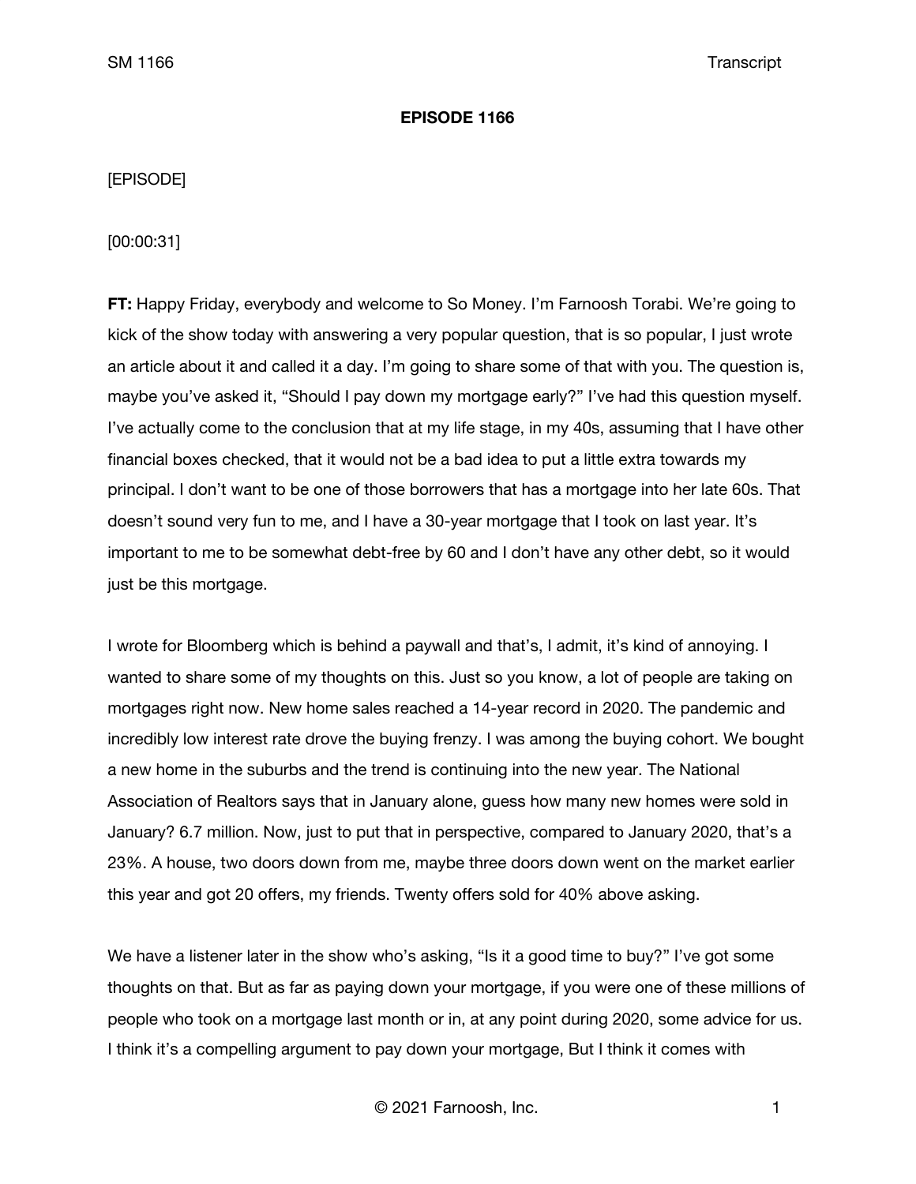**EPISODE 1166**

[EPISODE]

[00:00:31]

**FT:** Happy Friday, everybody and welcome to So Money. I'm Farnoosh Torabi. We're going to kick of the show today with answering a very popular question, that is so popular, I just wrote an article about it and called it a day. I'm going to share some of that with you. The question is, maybe you've asked it, "Should I pay down my mortgage early?" I've had this question myself. I've actually come to the conclusion that at my life stage, in my 40s, assuming that I have other financial boxes checked, that it would not be a bad idea to put a little extra towards my principal. I don't want to be one of those borrowers that has a mortgage into her late 60s. That doesn't sound very fun to me, and I have a 30-year mortgage that I took on last year. It's important to me to be somewhat debt-free by 60 and I don't have any other debt, so it would just be this mortgage.

I wrote for Bloomberg which is behind a paywall and that's, I admit, it's kind of annoying. I wanted to share some of my thoughts on this. Just so you know, a lot of people are taking on mortgages right now. New home sales reached a 14-year record in 2020. The pandemic and incredibly low interest rate drove the buying frenzy. I was among the buying cohort. We bought a new home in the suburbs and the trend is continuing into the new year. The National Association of Realtors says that in January alone, guess how many new homes were sold in January? 6.7 million. Now, just to put that in perspective, compared to January 2020, that's a 23%. A house, two doors down from me, maybe three doors down went on the market earlier this year and got 20 offers, my friends. Twenty offers sold for 40% above asking.

We have a listener later in the show who's asking, "Is it a good time to buy?" I've got some thoughts on that. But as far as paying down your mortgage, if you were one of these millions of people who took on a mortgage last month or in, at any point during 2020, some advice for us. I think it's a compelling argument to pay down your mortgage, But I think it comes with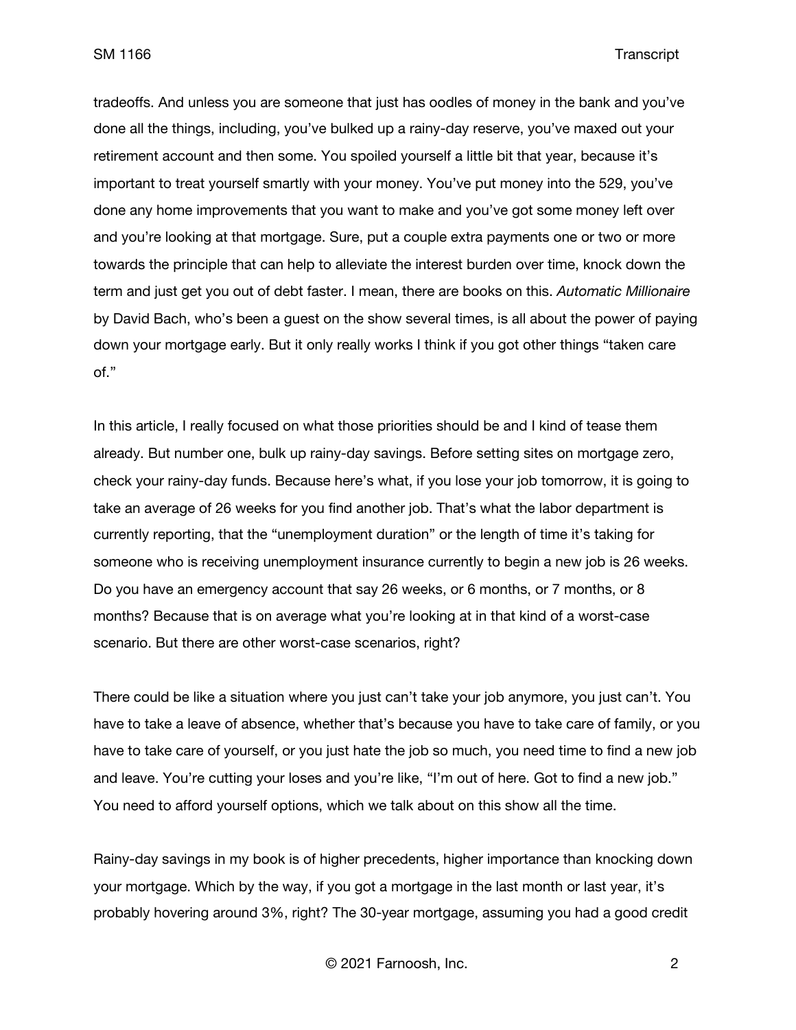tradeoffs. And unless you are someone that just has oodles of money in the bank and you've done all the things, including, you've bulked up a rainy-day reserve, you've maxed out your retirement account and then some. You spoiled yourself a little bit that year, because it's important to treat yourself smartly with your money. You've put money into the 529, you've done any home improvements that you want to make and you've got some money left over and you're looking at that mortgage. Sure, put a couple extra payments one or two or more towards the principle that can help to alleviate the interest burden over time, knock down the term and just get you out of debt faster. I mean, there are books on this. *Automatic Millionaire* by David Bach, who's been a guest on the show several times, is all about the power of paying down your mortgage early. But it only really works I think if you got other things "taken care of."

In this article, I really focused on what those priorities should be and I kind of tease them already. But number one, bulk up rainy-day savings. Before setting sites on mortgage zero, check your rainy-day funds. Because here's what, if you lose your job tomorrow, it is going to take an average of 26 weeks for you find another job. That's what the labor department is currently reporting, that the "unemployment duration" or the length of time it's taking for someone who is receiving unemployment insurance currently to begin a new job is 26 weeks. Do you have an emergency account that say 26 weeks, or 6 months, or 7 months, or 8 months? Because that is on average what you're looking at in that kind of a worst-case scenario. But there are other worst-case scenarios, right?

There could be like a situation where you just can't take your job anymore, you just can't. You have to take a leave of absence, whether that's because you have to take care of family, or you have to take care of yourself, or you just hate the job so much, you need time to find a new job and leave. You're cutting your loses and you're like, "I'm out of here. Got to find a new job." You need to afford yourself options, which we talk about on this show all the time.

Rainy-day savings in my book is of higher precedents, higher importance than knocking down your mortgage. Which by the way, if you got a mortgage in the last month or last year, it's probably hovering around 3%, right? The 30-year mortgage, assuming you had a good credit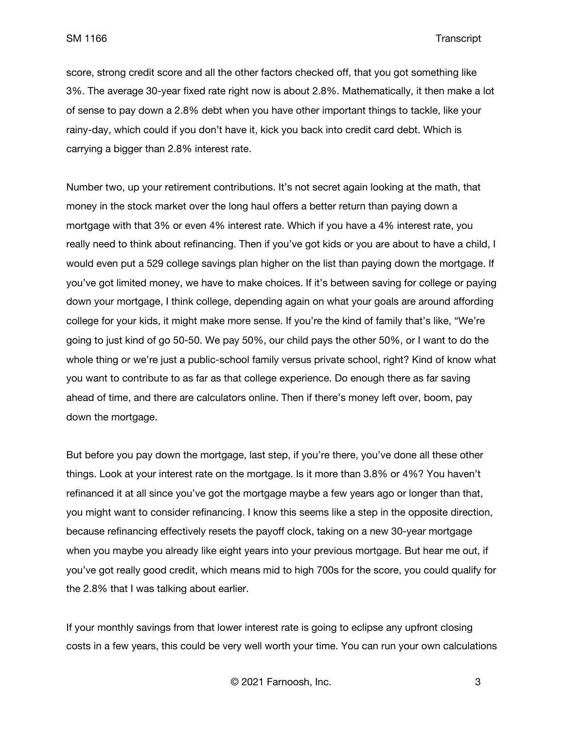score, strong credit score and all the other factors checked off, that you got something like 3%. The average 30-year fixed rate right now is about 2.8%. Mathematically, it then make a lot of sense to pay down a 2.8% debt when you have other important things to tackle, like your rainy-day, which could if you don't have it, kick you back into credit card debt. Which is carrying a bigger than 2.8% interest rate.

Number two, up your retirement contributions. It's not secret again looking at the math, that money in the stock market over the long haul offers a better return than paying down a mortgage with that 3% or even 4% interest rate. Which if you have a 4% interest rate, you really need to think about refinancing. Then if you've got kids or you are about to have a child, I would even put a 529 college savings plan higher on the list than paying down the mortgage. If you've got limited money, we have to make choices. If it's between saving for college or paying down your mortgage, I think college, depending again on what your goals are around affording college for your kids, it might make more sense. If you're the kind of family that's like, "We're going to just kind of go 50-50. We pay 50%, our child pays the other 50%, or I want to do the whole thing or we're just a public-school family versus private school, right? Kind of know what you want to contribute to as far as that college experience. Do enough there as far saving ahead of time, and there are calculators online. Then if there's money left over, boom, pay down the mortgage.

But before you pay down the mortgage, last step, if you're there, you've done all these other things. Look at your interest rate on the mortgage. Is it more than 3.8% or 4%? You haven't refinanced it at all since you've got the mortgage maybe a few years ago or longer than that, you might want to consider refinancing. I know this seems like a step in the opposite direction, because refinancing effectively resets the payoff clock, taking on a new 30-year mortgage when you maybe you already like eight years into your previous mortgage. But hear me out, if you've got really good credit, which means mid to high 700s for the score, you could qualify for the 2.8% that I was talking about earlier.

If your monthly savings from that lower interest rate is going to eclipse any upfront closing costs in a few years, this could be very well worth your time. You can run your own calculations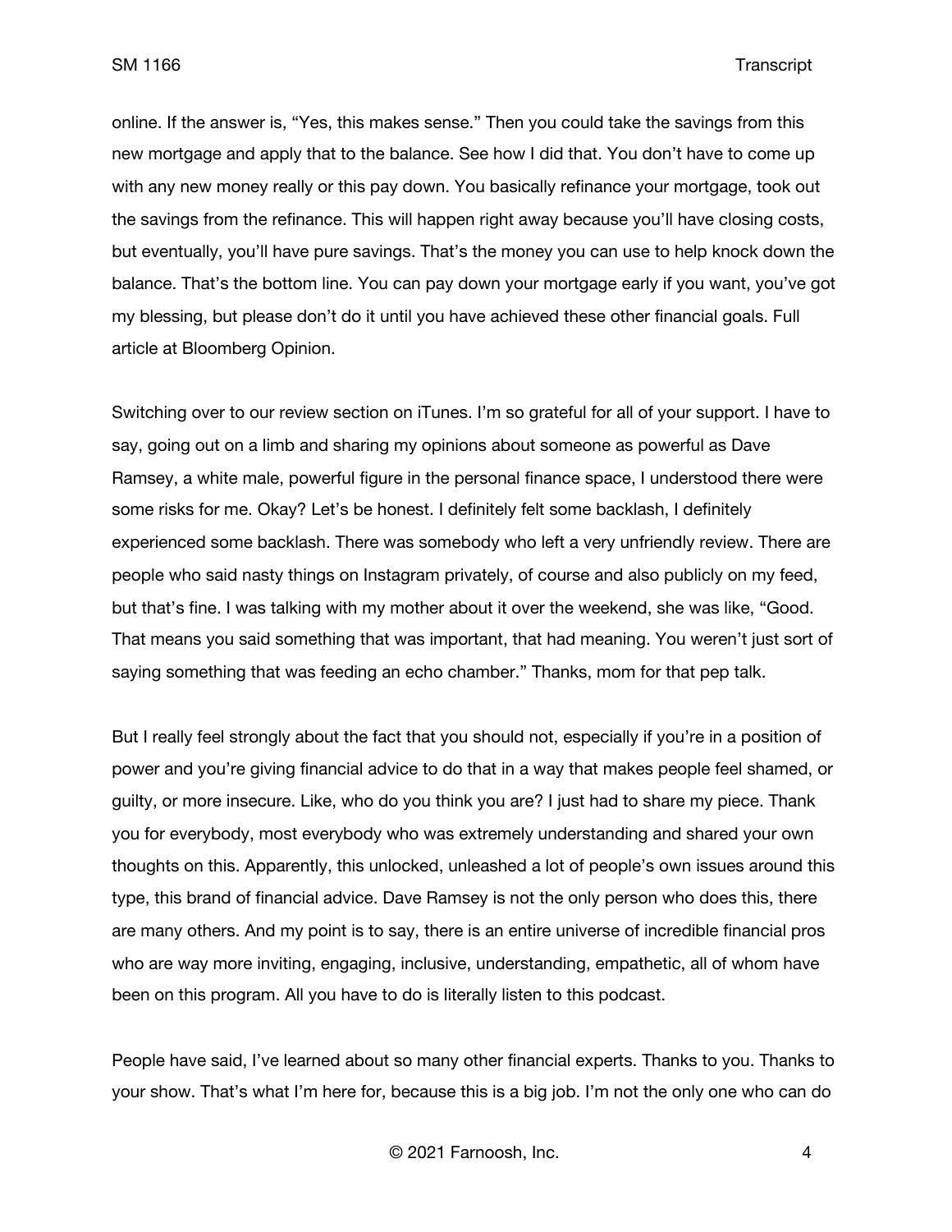online. If the answer is, "Yes, this makes sense." Then you could take the savings from this new mortgage and apply that to the balance. See how I did that. You don't have to come up with any new money really or this pay down. You basically refinance your mortgage, took out the savings from the refinance. This will happen right away because you'll have closing costs, but eventually, you'll have pure savings. That's the money you can use to help knock down the balance. That's the bottom line. You can pay down your mortgage early if you want, you've got my blessing, but please don't do it until you have achieved these other financial goals. Full article at Bloomberg Opinion.

Switching over to our review section on iTunes. I'm so grateful for all of your support. I have to say, going out on a limb and sharing my opinions about someone as powerful as Dave Ramsey, a white male, powerful figure in the personal finance space, I understood there were some risks for me. Okay? Let's be honest. I definitely felt some backlash, I definitely experienced some backlash. There was somebody who left a very unfriendly review. There are people who said nasty things on Instagram privately, of course and also publicly on my feed, but that's fine. I was talking with my mother about it over the weekend, she was like, "Good. That means you said something that was important, that had meaning. You weren't just sort of saying something that was feeding an echo chamber." Thanks, mom for that pep talk.

But I really feel strongly about the fact that you should not, especially if you're in a position of power and you're giving financial advice to do that in a way that makes people feel shamed, or guilty, or more insecure. Like, who do you think you are? I just had to share my piece. Thank you for everybody, most everybody who was extremely understanding and shared your own thoughts on this. Apparently, this unlocked, unleashed a lot of people's own issues around this type, this brand of financial advice. Dave Ramsey is not the only person who does this, there are many others. And my point is to say, there is an entire universe of incredible financial pros who are way more inviting, engaging, inclusive, understanding, empathetic, all of whom have been on this program. All you have to do is literally listen to this podcast.

People have said, I've learned about so many other financial experts. Thanks to you. Thanks to your show. That's what I'm here for, because this is a big job. I'm not the only one who can do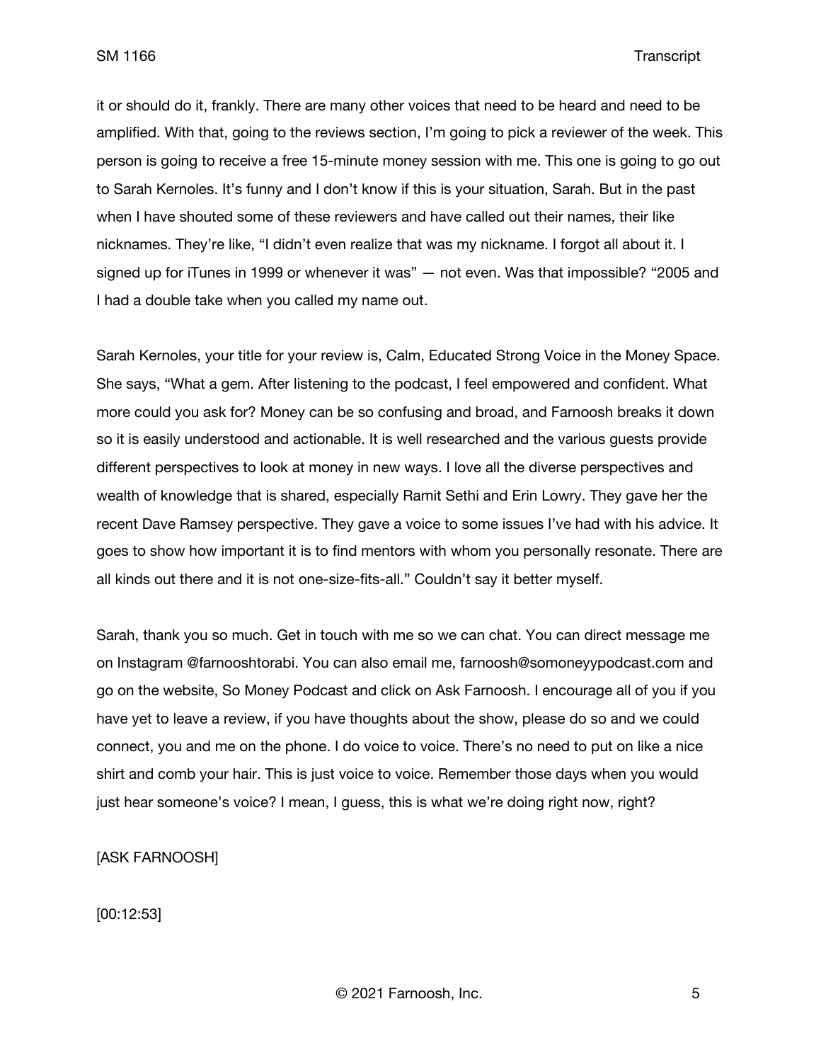it or should do it, frankly. There are many other voices that need to be heard and need to be amplified. With that, going to the reviews section, I'm going to pick a reviewer of the week. This person is going to receive a free 15-minute money session with me. This one is going to go out to Sarah Kernoles. It's funny and I don't know if this is your situation, Sarah. But in the past when I have shouted some of these reviewers and have called out their names, their like nicknames. They're like, "I didn't even realize that was my nickname. I forgot all about it. I signed up for iTunes in 1999 or whenever it was" — not even. Was that impossible? "2005 and I had a double take when you called my name out.

Sarah Kernoles, your title for your review is, Calm, Educated Strong Voice in the Money Space. She says, "What a gem. After listening to the podcast, I feel empowered and confident. What more could you ask for? Money can be so confusing and broad, and Farnoosh breaks it down so it is easily understood and actionable. It is well researched and the various guests provide different perspectives to look at money in new ways. I love all the diverse perspectives and wealth of knowledge that is shared, especially Ramit Sethi and Erin Lowry. They gave her the recent Dave Ramsey perspective. They gave a voice to some issues I've had with his advice. It goes to show how important it is to find mentors with whom you personally resonate. There are all kinds out there and it is not one-size-fits-all." Couldn't say it better myself.

Sarah, thank you so much. Get in touch with me so we can chat. You can direct message me on Instagram @farnooshtorabi. You can also email me, farnoosh@somoneyypodcast.com and go on the website, So Money Podcast and click on Ask Farnoosh. I encourage all of you if you have yet to leave a review, if you have thoughts about the show, please do so and we could connect, you and me on the phone. I do voice to voice. There's no need to put on like a nice shirt and comb your hair. This is just voice to voice. Remember those days when you would just hear someone's voice? I mean, I guess, this is what we're doing right now, right?

[ASK FARNOOSH]

[00:12:53]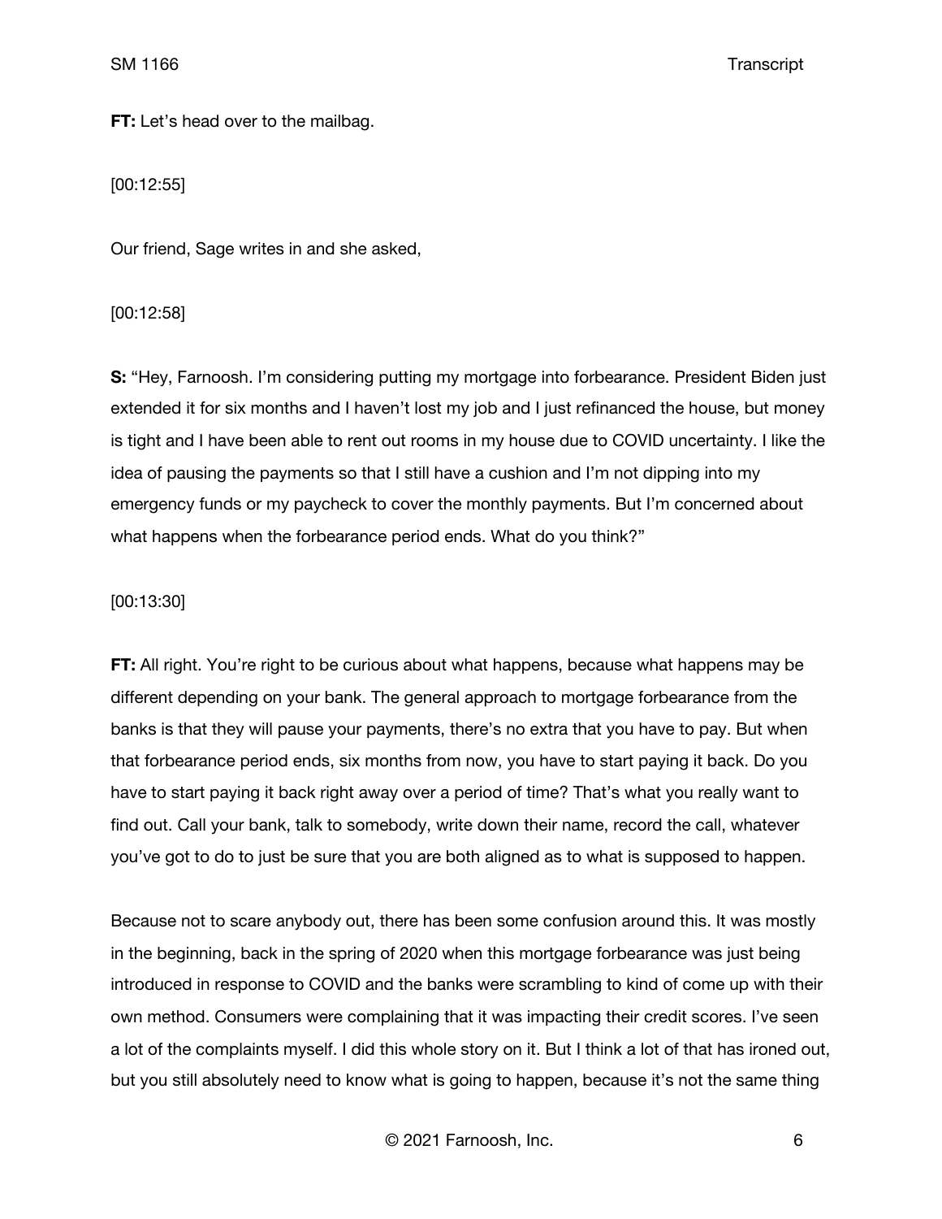**FT:** Let's head over to the mailbag.

[00:12:55]

Our friend, Sage writes in and she asked,

[00:12:58]

**S:** "Hey, Farnoosh. I'm considering putting my mortgage into forbearance. President Biden just extended it for six months and I haven't lost my job and I just refinanced the house, but money is tight and I have been able to rent out rooms in my house due to COVID uncertainty. I like the idea of pausing the payments so that I still have a cushion and I'm not dipping into my emergency funds or my paycheck to cover the monthly payments. But I'm concerned about what happens when the forbearance period ends. What do you think?"

[00:13:30]

**FT:** All right. You're right to be curious about what happens, because what happens may be different depending on your bank. The general approach to mortgage forbearance from the banks is that they will pause your payments, there's no extra that you have to pay. But when that forbearance period ends, six months from now, you have to start paying it back. Do you have to start paying it back right away over a period of time? That's what you really want to find out. Call your bank, talk to somebody, write down their name, record the call, whatever you've got to do to just be sure that you are both aligned as to what is supposed to happen.

Because not to scare anybody out, there has been some confusion around this. It was mostly in the beginning, back in the spring of 2020 when this mortgage forbearance was just being introduced in response to COVID and the banks were scrambling to kind of come up with their own method. Consumers were complaining that it was impacting their credit scores. I've seen a lot of the complaints myself. I did this whole story on it. But I think a lot of that has ironed out, but you still absolutely need to know what is going to happen, because it's not the same thing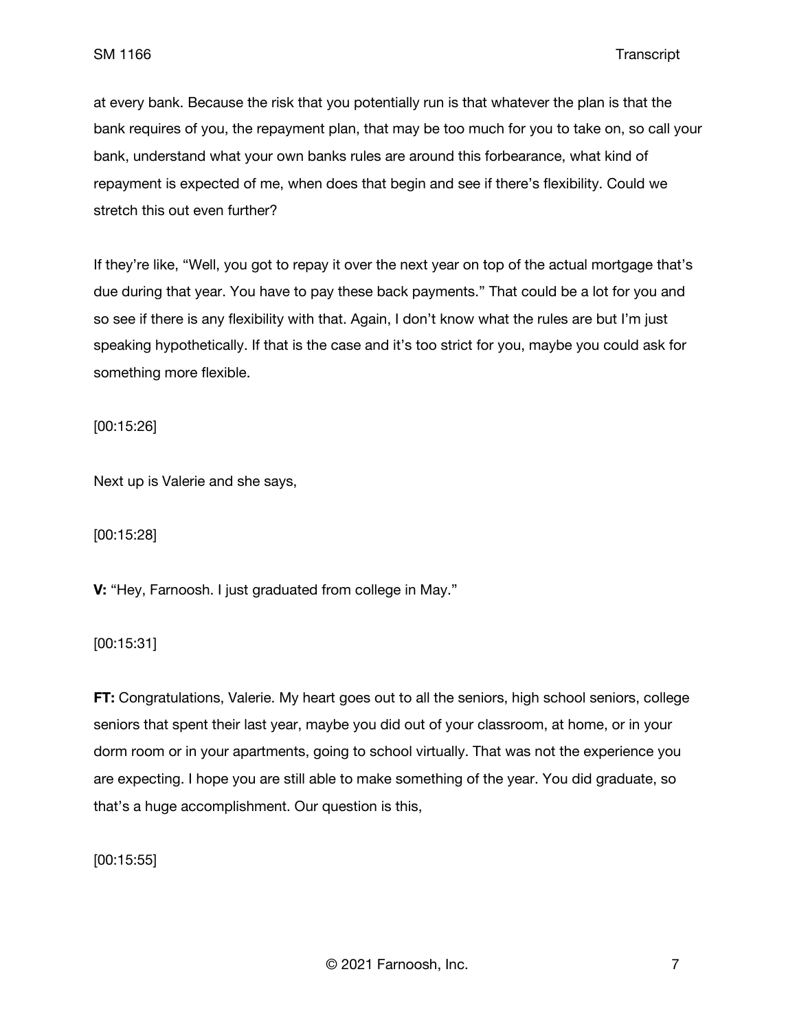at every bank. Because the risk that you potentially run is that whatever the plan is that the bank requires of you, the repayment plan, that may be too much for you to take on, so call your bank, understand what your own banks rules are around this forbearance, what kind of repayment is expected of me, when does that begin and see if there's flexibility. Could we stretch this out even further?

If they're like, "Well, you got to repay it over the next year on top of the actual mortgage that's due during that year. You have to pay these back payments." That could be a lot for you and so see if there is any flexibility with that. Again, I don't know what the rules are but I'm just speaking hypothetically. If that is the case and it's too strict for you, maybe you could ask for something more flexible.

[00:15:26]

Next up is Valerie and she says,

[00:15:28]

**V:** "Hey, Farnoosh. I just graduated from college in May."

[00:15:31]

**FT:** Congratulations, Valerie. My heart goes out to all the seniors, high school seniors, college seniors that spent their last year, maybe you did out of your classroom, at home, or in your dorm room or in your apartments, going to school virtually. That was not the experience you are expecting. I hope you are still able to make something of the year. You did graduate, so that's a huge accomplishment. Our question is this,

[00:15:55]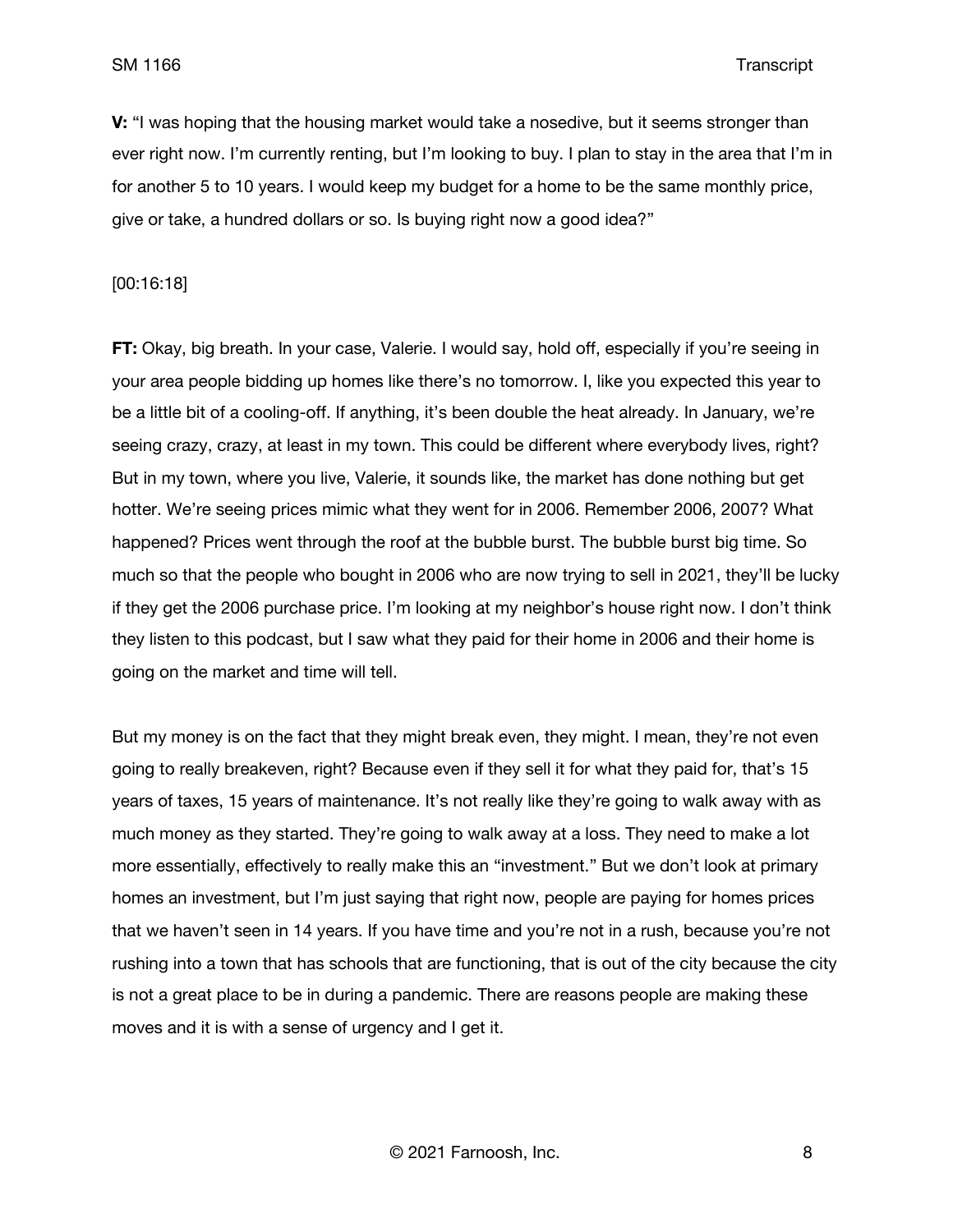**V:** “I was hoping that the housing market would take a nosedive, but it seems stronger than ever right now. I’m currently renting, but I’m looking to buy. I plan to stay in the area that I’m in for another 5 to 10 years. I would keep my budget for a home to be the same monthly price, give or take, a hundred dollars or so. Is buying right now a good idea?”

[00:16:18]

**FT:** Okay, big breath. In your case, Valerie. I would say, hold off, especially if you’re seeing in your area people bidding up homes like there’s no tomorrow. I, like you expected this year to be a little bit of a cooling-off. If anything, it’s been double the heat already. In January, we’re seeing crazy, crazy, at least in my town. This could be different where everybody lives, right? But in my town, where you live, Valerie, it sounds like, the market has done nothing but get hotter. We’re seeing prices mimic what they went for in 2006. Remember 2006, 2007? What happened? Prices went through the roof at the bubble burst. The bubble burst big time. So much so that the people who bought in 2006 who are now trying to sell in 2021, they’ll be lucky if they get the 2006 purchase price. I’m looking at my neighbor’s house right now. I don’t think they listen to this podcast, but I saw what they paid for their home in 2006 and their home is going on the market and time will tell.

But my money is on the fact that they might break even, they might. I mean, they’re not even going to really breakeven, right? Because even if they sell it for what they paid for, that’s 15 years of taxes, 15 years of maintenance. It’s not really like they’re going to walk away with as much money as they started. They’re going to walk away at a loss. They need to make a lot more essentially, effectively to really make this an “investment.” But we don’t look at primary homes an investment, but I’m just saying that right now, people are paying for homes prices that we haven’t seen in 14 years. If you have time and you’re not in a rush, because you’re not rushing into a town that has schools that are functioning, that is out of the city because the city is not a great place to be in during a pandemic. There are reasons people are making these moves and it is with a sense of urgency and I get it.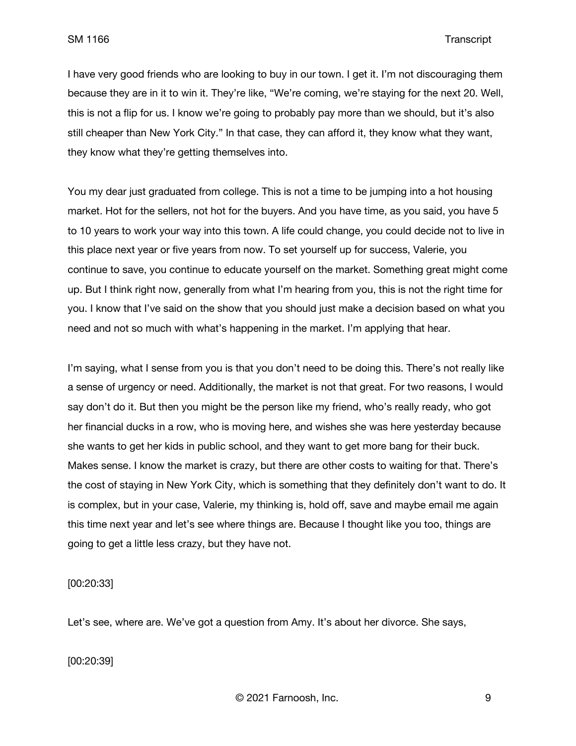I have very good friends who are looking to buy in our town. I get it. I'm not discouraging them because they are in it to win it. They're like, "We're coming, we're staying for the next 20. Well, this is not a flip for us. I know we're going to probably pay more than we should, but it's also still cheaper than New York City." In that case, they can afford it, they know what they want, they know what they're getting themselves into.

You my dear just graduated from college. This is not a time to be jumping into a hot housing market. Hot for the sellers, not hot for the buyers. And you have time, as you said, you have 5 to 10 years to work your way into this town. A life could change, you could decide not to live in this place next year or five years from now. To set yourself up for success, Valerie, you continue to save, you continue to educate yourself on the market. Something great might come up. But I think right now, generally from what I'm hearing from you, this is not the right time for you. I know that I've said on the show that you should just make a decision based on what you need and not so much with what's happening in the market. I'm applying that hear.

I'm saying, what I sense from you is that you don't need to be doing this. There's not really like a sense of urgency or need. Additionally, the market is not that great. For two reasons, I would say don't do it. But then you might be the person like my friend, who's really ready, who got her financial ducks in a row, who is moving here, and wishes she was here yesterday because she wants to get her kids in public school, and they want to get more bang for their buck. Makes sense. I know the market is crazy, but there are other costs to waiting for that. There's the cost of staying in New York City, which is something that they definitely don't want to do. It is complex, but in your case, Valerie, my thinking is, hold off, save and maybe email me again this time next year and let's see where things are. Because I thought like you too, things are going to get a little less crazy, but they have not.

[00:20:33]

Let's see, where are. We've got a question from Amy. It's about her divorce. She says,

[00:20:39]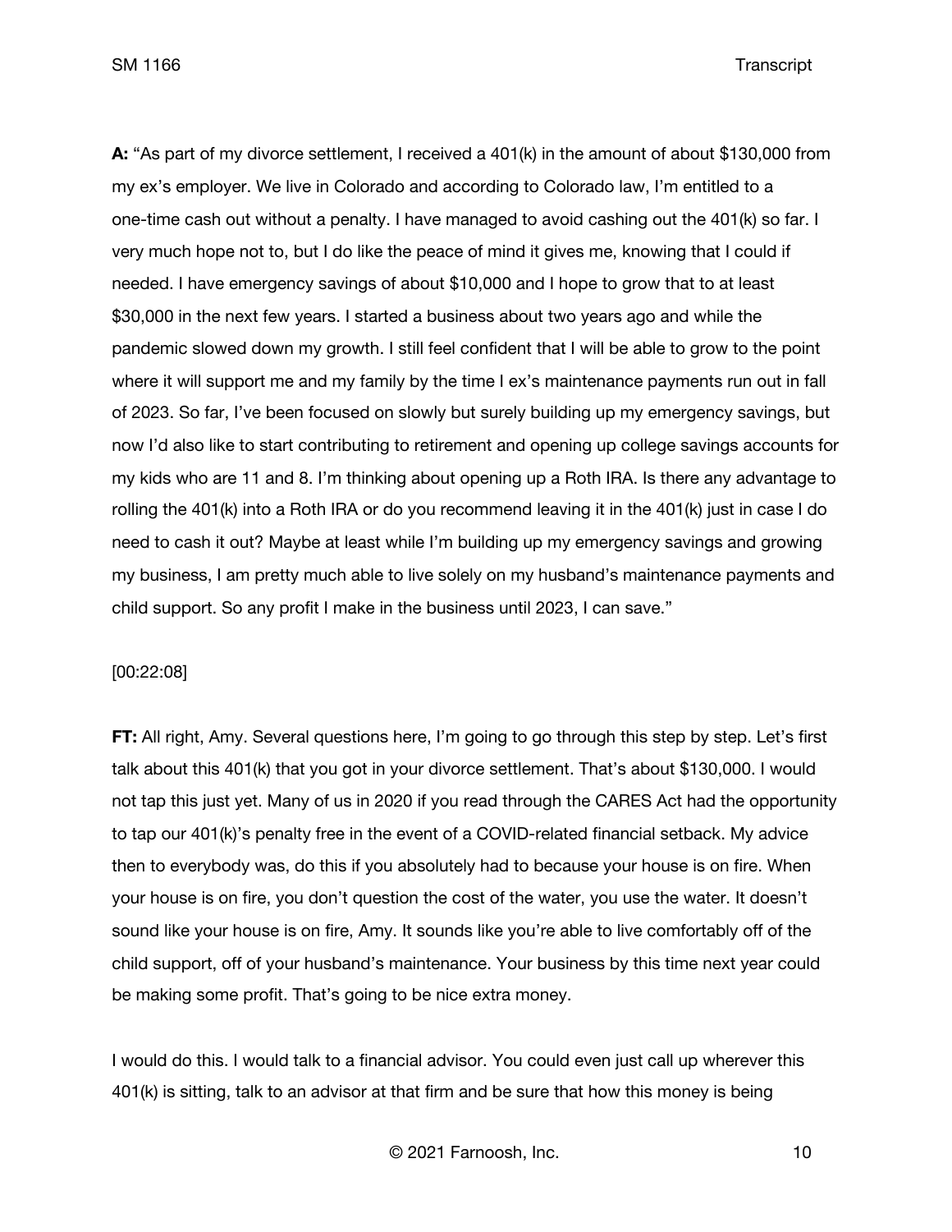**A:** "As part of my divorce settlement, I received a 401(k) in the amount of about $130,000 from my ex's employer. We live in Colorado and according to Colorado law, I'm entitled to a one-time cash out without a penalty. I have managed to avoid cashing out the 401(k) so far. I very much hope not to, but I do like the peace of mind it gives me, knowing that I could if needed. I have emergency savings of about $10,000 and I hope to grow that to at least $30,000 in the next few years. I started a business about two years ago and while the pandemic slowed down my growth. I still feel confident that I will be able to grow to the point where it will support me and my family by the time I ex's maintenance payments run out in fall of 2023. So far, I've been focused on slowly but surely building up my emergency savings, but now I'd also like to start contributing to retirement and opening up college savings accounts for my kids who are 11 and 8. I'm thinking about opening up a Roth IRA. Is there any advantage to rolling the 401(k) into a Roth IRA or do you recommend leaving it in the 401(k) just in case I do need to cash it out? Maybe at least while I'm building up my emergency savings and growing my business, I am pretty much able to live solely on my husband's maintenance payments and child support. So any profit I make in the business until 2023, I can save."

[00:22:08]

**FT:** All right, Amy. Several questions here, I'm going to go through this step by step. Let's first talk about this 401(k) that you got in your divorce settlement. That's about $130,000. I would not tap this just yet. Many of us in 2020 if you read through the CARES Act had the opportunity to tap our 401(k)'s penalty free in the event of a COVID-related financial setback. My advice then to everybody was, do this if you absolutely had to because your house is on fire. When your house is on fire, you don't question the cost of the water, you use the water. It doesn't sound like your house is on fire, Amy. It sounds like you're able to live comfortably off of the child support, off of your husband's maintenance. Your business by this time next year could be making some profit. That's going to be nice extra money.

I would do this. I would talk to a financial advisor. You could even just call up wherever this 401(k) is sitting, talk to an advisor at that firm and be sure that how this money is being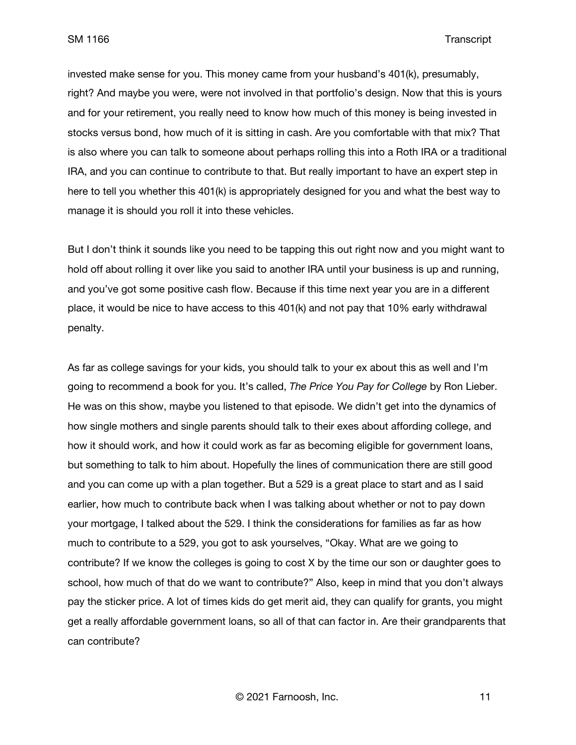invested make sense for you. This money came from your husband's 401(k), presumably, right? And maybe you were, were not involved in that portfolio's design. Now that this is yours and for your retirement, you really need to know how much of this money is being invested in stocks versus bond, how much of it is sitting in cash. Are you comfortable with that mix? That is also where you can talk to someone about perhaps rolling this into a Roth IRA or a traditional IRA, and you can continue to contribute to that. But really important to have an expert step in here to tell you whether this 401(k) is appropriately designed for you and what the best way to manage it is should you roll it into these vehicles.

But I don't think it sounds like you need to be tapping this out right now and you might want to hold off about rolling it over like you said to another IRA until your business is up and running, and you've got some positive cash flow. Because if this time next year you are in a different place, it would be nice to have access to this 401(k) and not pay that 10% early withdrawal penalty.

As far as college savings for your kids, you should talk to your ex about this as well and I'm going to recommend a book for you. It's called, *The Price You Pay for College* by Ron Lieber. He was on this show, maybe you listened to that episode. We didn't get into the dynamics of how single mothers and single parents should talk to their exes about affording college, and how it should work, and how it could work as far as becoming eligible for government loans, but something to talk to him about. Hopefully the lines of communication there are still good and you can come up with a plan together. But a 529 is a great place to start and as I said earlier, how much to contribute back when I was talking about whether or not to pay down your mortgage, I talked about the 529. I think the considerations for families as far as how much to contribute to a 529, you got to ask yourselves, "Okay. What are we going to contribute? If we know the colleges is going to cost X by the time our son or daughter goes to school, how much of that do we want to contribute?" Also, keep in mind that you don't always pay the sticker price. A lot of times kids do get merit aid, they can qualify for grants, you might get a really affordable government loans, so all of that can factor in. Are their grandparents that can contribute?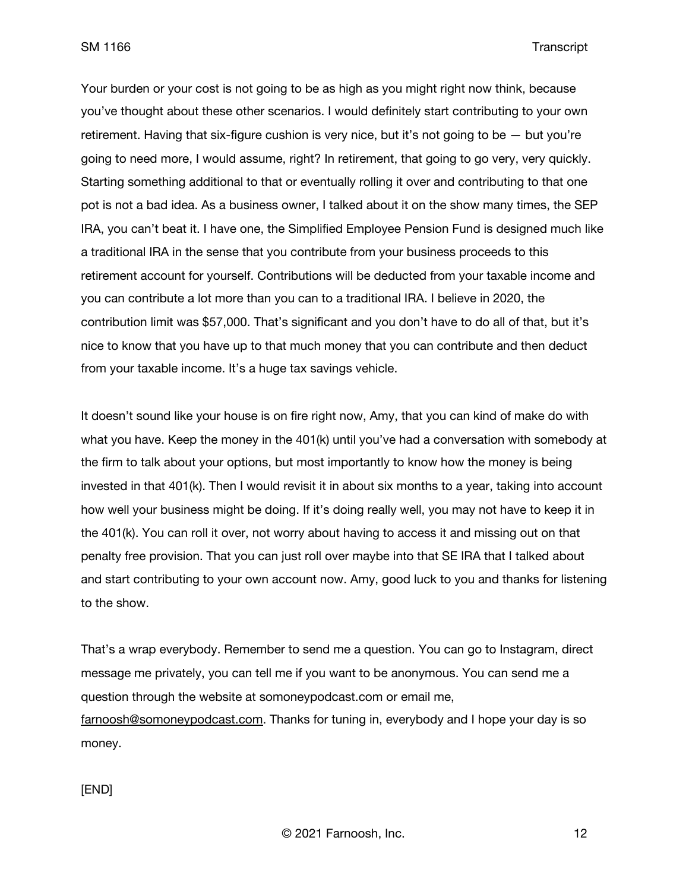Your burden or your cost is not going to be as high as you might right now think, because you've thought about these other scenarios. I would definitely start contributing to your own retirement. Having that six-figure cushion is very nice, but it's not going to be — but you're going to need more, I would assume, right? In retirement, that going to go very, very quickly. Starting something additional to that or eventually rolling it over and contributing to that one pot is not a bad idea. As a business owner, I talked about it on the show many times, the SEP IRA, you can't beat it. I have one, the Simplified Employee Pension Fund is designed much like a traditional IRA in the sense that you contribute from your business proceeds to this retirement account for yourself. Contributions will be deducted from your taxable income and you can contribute a lot more than you can to a traditional IRA. I believe in 2020, the contribution limit was $57,000. That's significant and you don't have to do all of that, but it's nice to know that you have up to that much money that you can contribute and then deduct from your taxable income. It's a huge tax savings vehicle.

It doesn't sound like your house is on fire right now, Amy, that you can kind of make do with what you have. Keep the money in the 401(k) until you've had a conversation with somebody at the firm to talk about your options, but most importantly to know how the money is being invested in that 401(k). Then I would revisit it in about six months to a year, taking into account how well your business might be doing. If it's doing really well, you may not have to keep it in the 401(k). You can roll it over, not worry about having to access it and missing out on that penalty free provision. That you can just roll over maybe into that SE IRA that I talked about and start contributing to your own account now. Amy, good luck to you and thanks for listening to the show.

That's a wrap everybody. Remember to send me a question. You can go to Instagram, direct message me privately, you can tell me if you want to be anonymous. You can send me a question through the website at somoneypodcast.com or email me, farnoosh@somoneypodcast.com. Thanks for tuning in, everybody and I hope your day is so money.

[END]